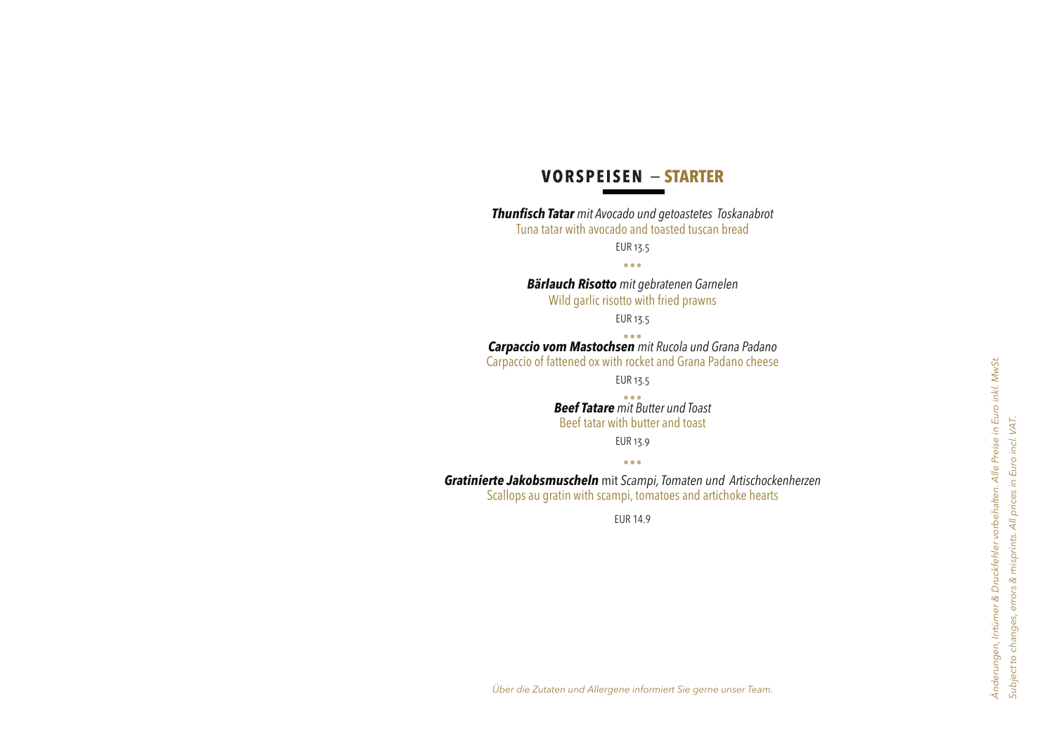## VORSPEISEN – STARTER

***Thunfisch Tatar*** *mit Avocado und getoastetes Toskanabrot*
Tuna tatar with avocado and toasted tuscan bread

EUR 13.5

\*\*\*

***Bärlauch Risotto*** *mit gebratenen Garnelen*
Wild garlic risotto with fried prawns

EUR 13.5

\*\*\*

***Carpaccio vom Mastochsen*** *mit Rucola und Grana Padano*
Carpaccio of fattened ox with rocket and Grana Padano cheese

EUR 13.5

\*\*\*

***Beef Tatare*** *mit Butter und Toast*
Beef tatar with butter and toast

EUR 13.9

\*\*\*

***Gratinierte Jakobsmuscheln*** mit *Scampi, Tomaten und Artischockenherzen*
Scallops au gratin with scampi, tomatoes and artichoke hearts

EUR 14.9

*Über die Zutaten und Allergene informiert Sie gerne unser Team.*

*Änderungen, Irrtümer & Druckfehler vorbehalten. Alle Preise in Euro inkl. MwSt.*
*Subject to changes, errors & misprints. All prices in Euro incl. VAT.*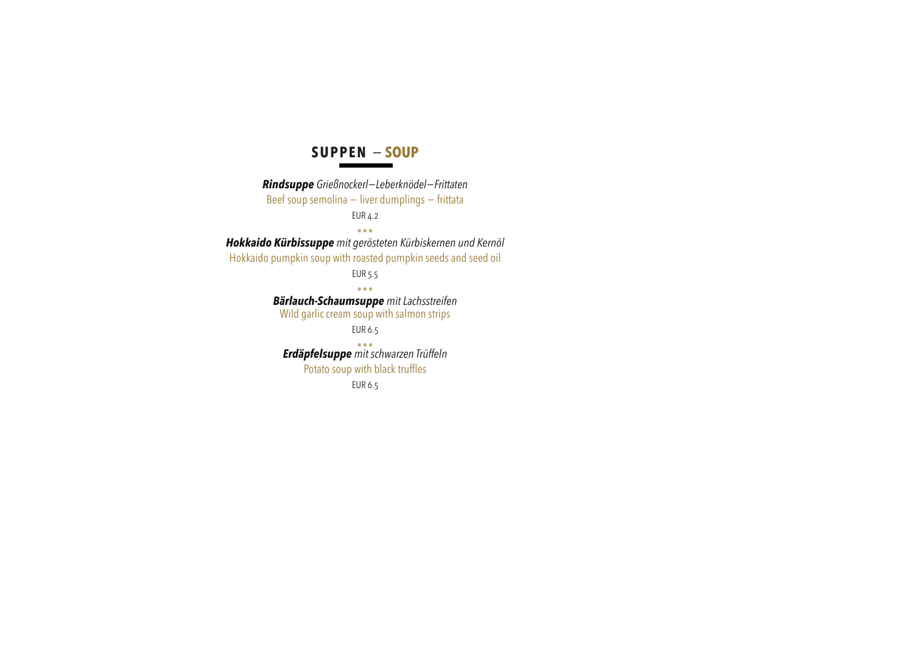## SUPPEN – SOUP

***Rindsuppe*** *Grießnockerl—Leberknödel—Frittaten*
Beef soup semolina — liver dumplings — frittata
EUR 4.2

\* \* \*

***Hokkaido Kürbissuppe*** *mit gerösteten Kürbiskernen und Kernöl*
Hokkaido pumpkin soup with roasted pumpkin seeds and seed oil
EUR 5.5

\* \* \*

***Bärlauch-Schaumsuppe*** *mit Lachsstreifen*
Wild garlic cream soup with salmon strips
EUR 6.5

\* \* \*

***Erdäpfelsuppe*** *mit schwarzen Trüffeln*
Potato soup with black truffles
EUR 6.5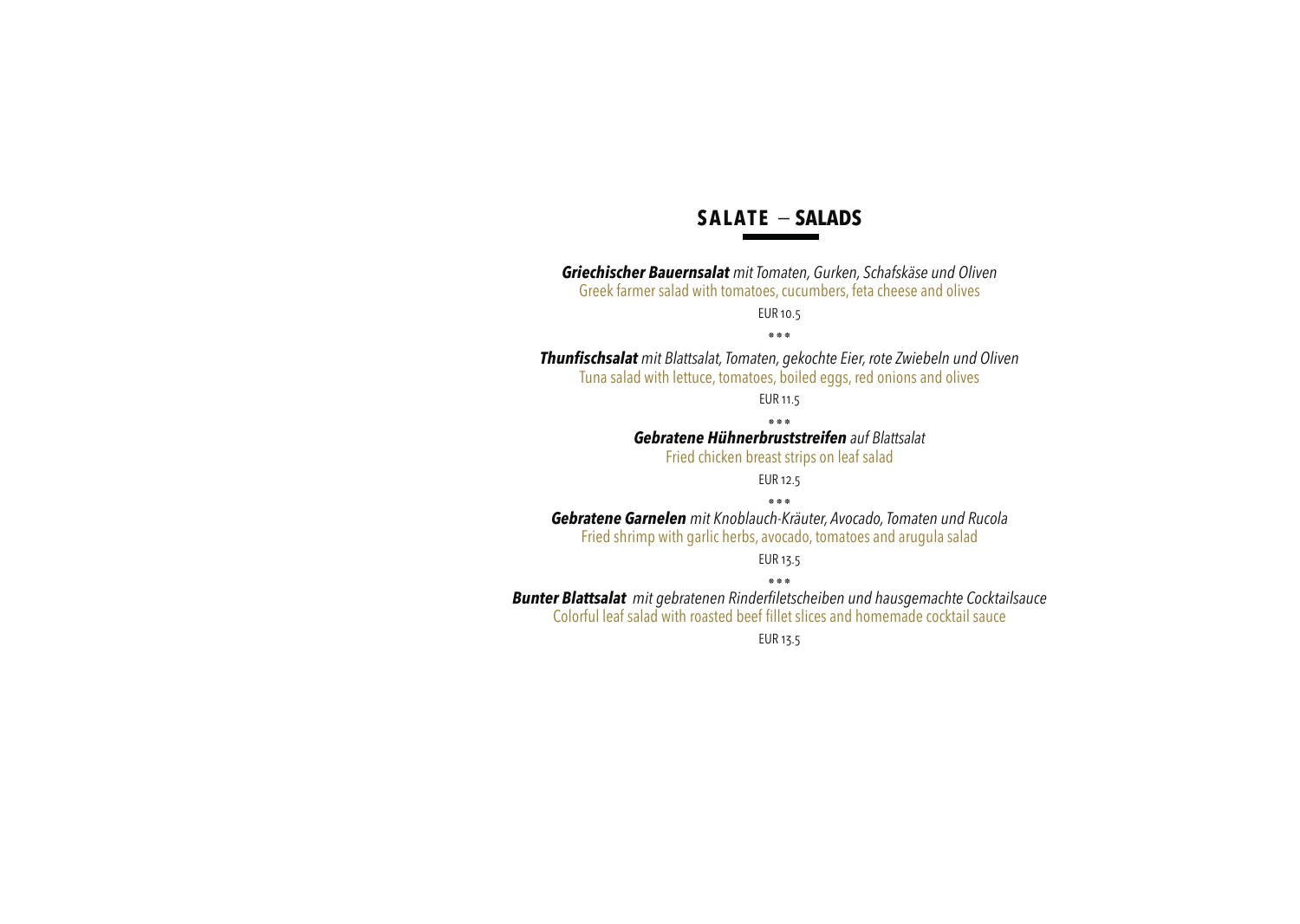## SALATE – SALADS

***Griechischer Bauernsalat*** *mit Tomaten, Gurken, Schafskäse und Oliven*
Greek farmer salad with tomatoes, cucumbers, feta cheese and olives

EUR 10.5

\*\*\*

***Thunfischsalat*** *mit Blattsalat, Tomaten, gekochte Eier, rote Zwiebeln und Oliven*
Tuna salad with lettuce, tomatoes, boiled eggs, red onions and olives

EUR 11.5

\*\*\*

***Gebratene Hühnerbruststreifen*** *auf Blattsalat*
Fried chicken breast strips on leaf salad

EUR 12.5

\*\*\*

***Gebratene Garnelen*** *mit Knoblauch-Kräuter, Avocado, Tomaten und Rucola*
Fried shrimp with garlic herbs, avocado, tomatoes and arugula salad

EUR 13.5

\*\*\*

***Bunter Blattsalat*** *mit gebratenen Rinderfiletscheiben und hausgemachte Cocktailsauce*
Colorful leaf salad with roasted beef fillet slices and homemade cocktail sauce

EUR 13.5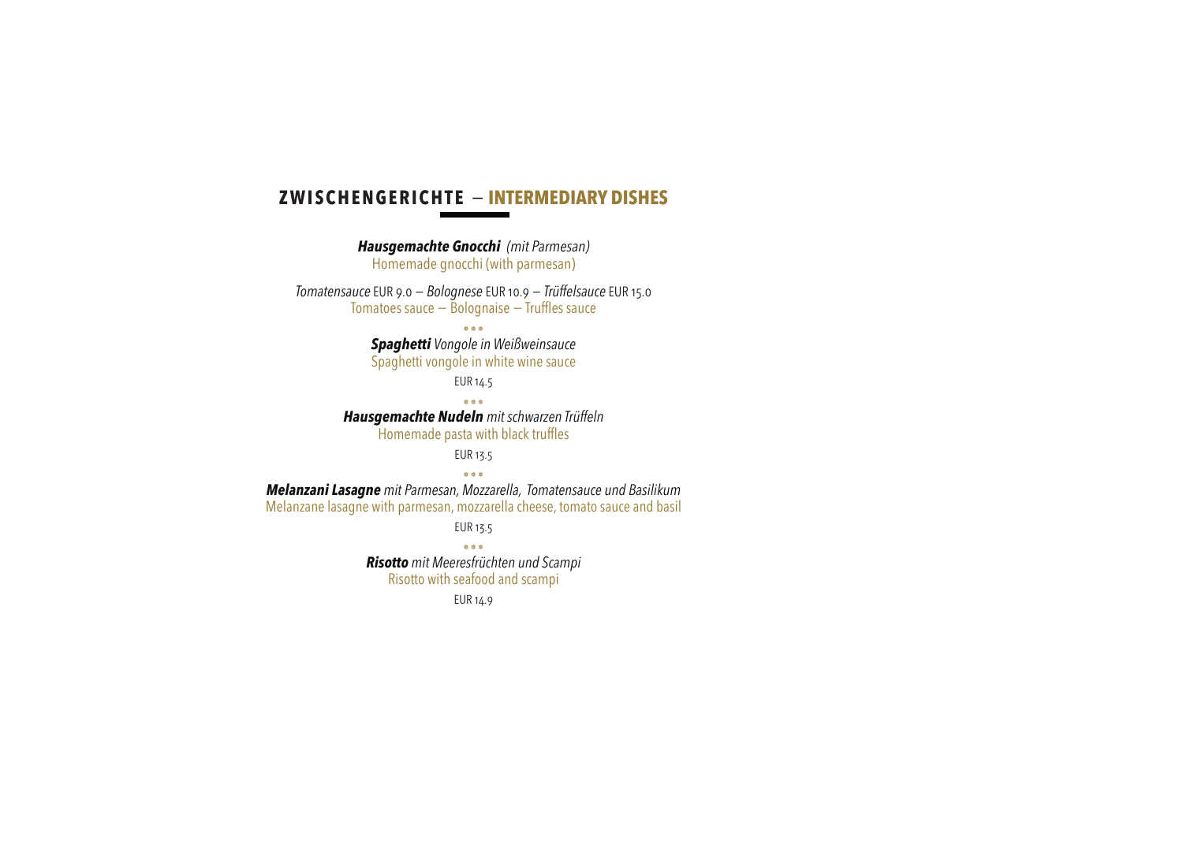## ZWISCHENGERICHTE — INTERMEDIARY DISHES

***Hausgemachte Gnocchi*** *(mit Parmesan)*
Homemade gnocchi (with parmesan)

*Tomatensauce* EUR 9.0 — *Bolognese* EUR 10.9 — *Trüffelsauce* EUR 15.0
Tomatoes sauce — Bolognaise — Truffles sauce

\* \* \*

***Spaghetti*** *Vongole in Weißweinsauce*
Spaghetti vongole in white wine sauce

EUR 14.5

\* \* \*

***Hausgemachte Nudeln*** *mit schwarzen Trüffeln*
Homemade pasta with black truffles

EUR 13.5

\* \* \*

***Melanzani Lasagne*** *mit Parmesan, Mozzarella, Tomatensauce und Basilikum*
Melanzane lasagne with parmesan, mozzarella cheese, tomato sauce and basil

EUR 13.5

\* \* \*

***Risotto*** *mit Meeresfrüchten und Scampi*
Risotto with seafood and scampi

EUR 14.9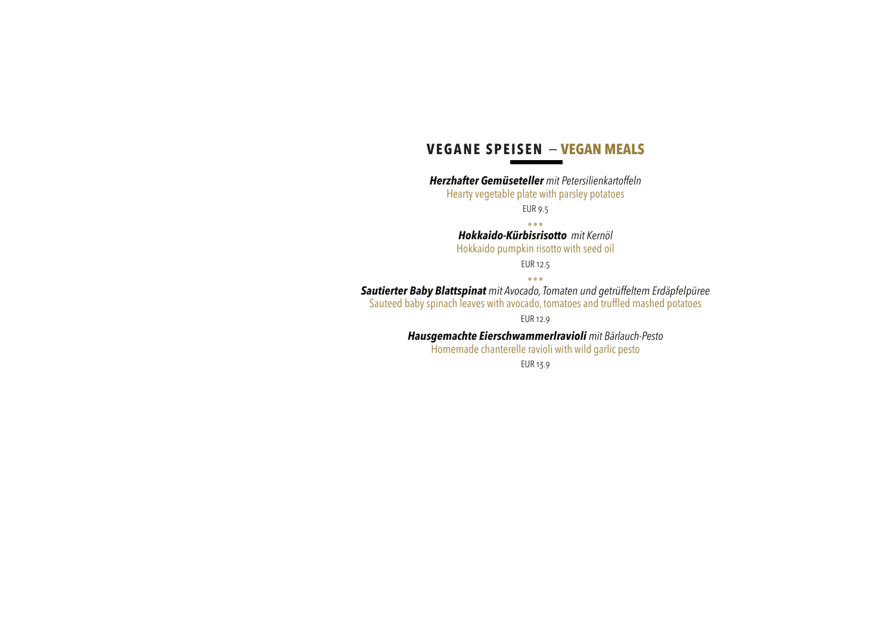## VEGANE SPEISEN – VEGAN MEALS

***Herzhafter Gemüseteller*** *mit Petersilienkartoffeln*
Hearty vegetable plate with parsley potatoes
EUR 9.5

\* \* \*

***Hokkaido-Kürbisrisotto*** *mit Kernöl*
Hokkaido pumpkin risotto with seed oil
EUR 12.5

\* \* \*

***Sautierter Baby Blattspinat*** *mit Avocado, Tomaten und getrüffeltem Erdäpfelpüree*
Sauteed baby spinach leaves with avocado, tomatoes and truffled mashed potatoes
EUR 12.9

***Hausgemachte Eierschwammerlravioli*** *mit Bärlauch-Pesto*
Homemade chanterelle ravioli with wild garlic pesto
EUR 13.9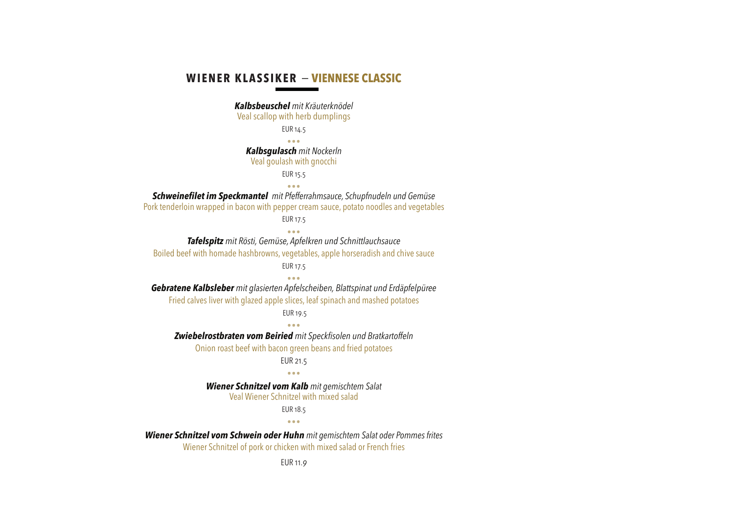## **WIENER KLASSIKER** — **VIENNESE CLASSIC**

***Kalbsbeuschel*** *mit Kräuterknödel*
Veal scallop with herb dumplings

EUR 14.5

\* \* \*

***Kalbsgulasch*** *mit Nockerln*
Veal goulash with gnocchi

EUR 15.5

\* \* \*

***Schweinefilet im Speckmantel*** *mit Pfefferrahmsauce, Schupfnudeln und Gemüse*
Pork tenderloin wrapped in bacon with pepper cream sauce, potato noodles and vegetables

EUR 17.5

\* \* \*

***Tafelspitz*** *mit Rösti, Gemüse, Apfelkren und Schnittlauchsauce*
Boiled beef with homade hashbrowns, vegetables, apple horseradish and chive sauce

EUR 17.5

\* \* \*

***Gebratene Kalbsleber*** *mit glasierten Apfelscheiben, Blattspinat und Erdäpfelpüree*
Fried calves liver with glazed apple slices, leaf spinach and mashed potatoes

EUR 19.5

\* \* \*

***Zwiebelrostbraten vom Beiried*** *mit Speckfisolen und Bratkartoffeln*
Onion roast beef with bacon green beans and fried potatoes

EUR 21.5

\* \* \*

***Wiener Schnitzel vom Kalb*** *mit gemischtem Salat*
Veal Wiener Schnitzel with mixed salad

EUR 18.5

\* \* \*

***Wiener Schnitzel vom Schwein oder Huhn*** *mit gemischtem Salat oder Pommes frites*
Wiener Schnitzel of pork or chicken with mixed salad or French fries

EUR 11.9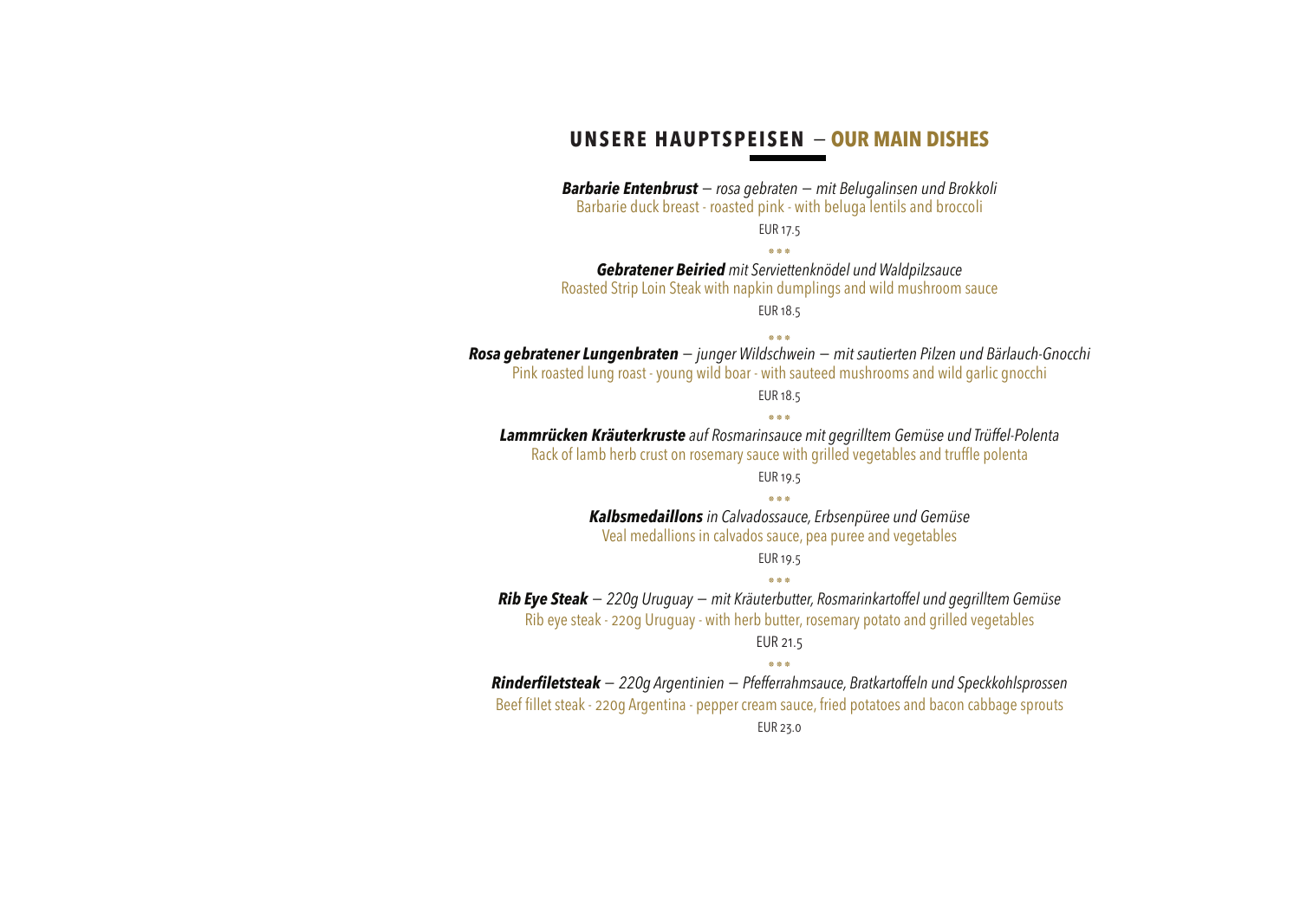## UNSERE HAUPTSPEISEN — OUR MAIN DISHES

***Barbarie Entenbrust*** *— rosa gebraten — mit Belugalinsen und Brokkoli*
Barbarie duck breast - roasted pink - with beluga lentils and broccoli

EUR 17.5

\* \* \*

***Gebratener Beiried*** *mit Serviettenknödel und Waldpilzsauce*
Roasted Strip Loin Steak with napkin dumplings and wild mushroom sauce

EUR 18.5

\* \* \*

***Rosa gebratener Lungenbraten*** *— junger Wildschwein — mit sautierten Pilzen und Bärlauch-Gnocchi*
Pink roasted lung roast - young wild boar - with sauteed mushrooms and wild garlic gnocchi

EUR 18.5

\* \* \*

***Lammrücken Kräuterkruste*** *auf Rosmarinsauce mit gegrilltem Gemüse und Trüffel-Polenta*
Rack of lamb herb crust on rosemary sauce with grilled vegetables and truffle polenta

EUR 19.5

\* \* \*

***Kalbsmedaillons*** *in Calvadossauce, Erbsenpüree und Gemüse*
Veal medallions in calvados sauce, pea puree and vegetables

EUR 19.5

\* \* \*

***Rib Eye Steak*** *— 220g Uruguay — mit Kräuterbutter, Rosmarinkartoffel und gegrilltem Gemüse*
Rib eye steak - 220g Uruguay - with herb butter, rosemary potato and grilled vegetables

EUR 21.5

\* \* \*

***Rinderfiletsteak*** *— 220g Argentinien — Pfefferrahmsauce, Bratkartoffeln und Speckkohlsprossen*
Beef fillet steak - 220g Argentina - pepper cream sauce, fried potatoes and bacon cabbage sprouts

EUR 23.0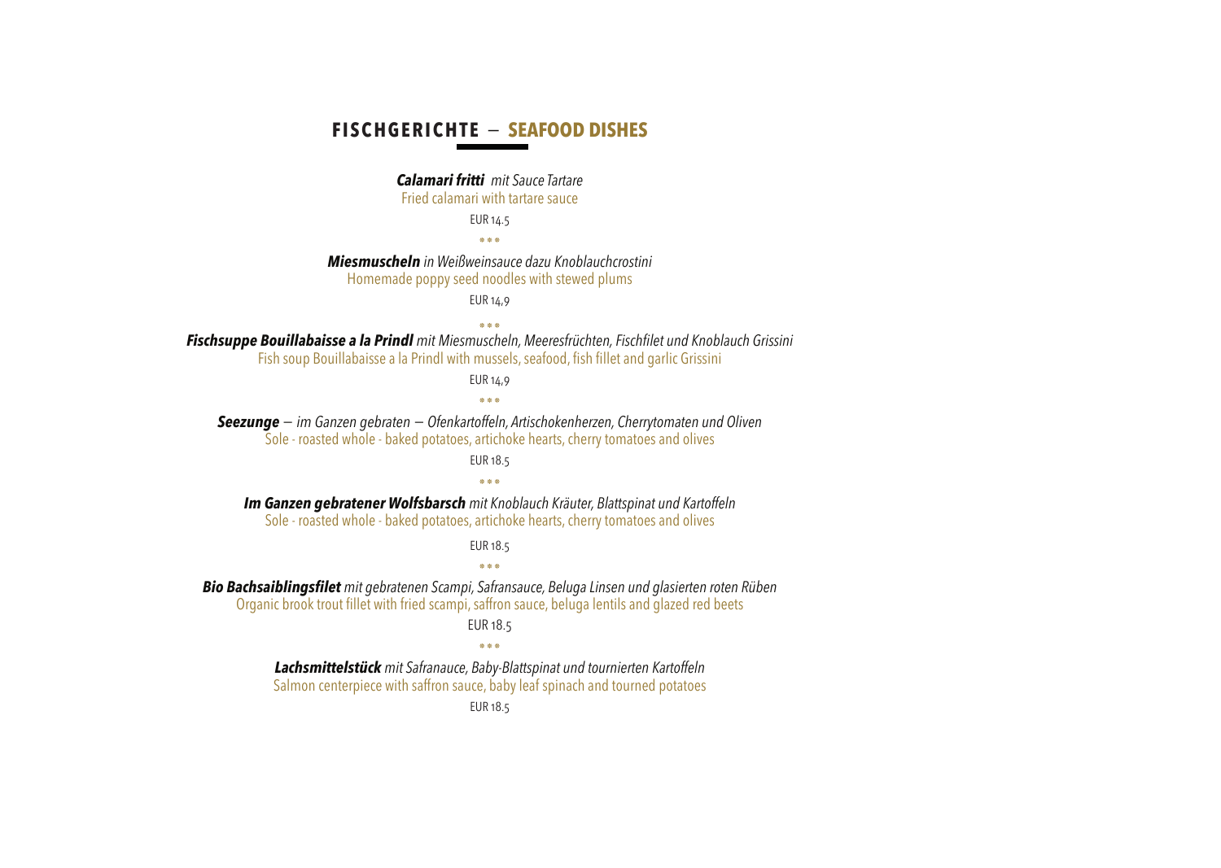## FISCHGERICHTE — SEAFOOD DISHES

***Calamari fritti*** *mit Sauce Tartare*
Fried calamari with tartare sauce

EUR 14.5

\* \* \*

***Miesmuscheln*** *in Weißweinsauce dazu Knoblauchcrostini*
Homemade poppy seed noodles with stewed plums

EUR 14,9

\* \* \*

***Fischsuppe Bouillabaisse a la Prindl*** *mit Miesmuscheln, Meeresfrüchten, Fischfilet und Knoblauch Grissini*
Fish soup Bouillabaisse a la Prindl with mussels, seafood, fish fillet and garlic Grissini

EUR 14,9

\* \* \*

***Seezunge*** *— im Ganzen gebraten — Ofenkartoffeln, Artischokenherzen, Cherrytomaten und Oliven*
Sole - roasted whole - baked potatoes, artichoke hearts, cherry tomatoes and olives

EUR 18.5

\* \* \*

***Im Ganzen gebratener Wolfsbarsch*** *mit Knoblauch Kräuter, Blattspinat und Kartoffeln*
Sole - roasted whole - baked potatoes, artichoke hearts, cherry tomatoes and olives

EUR 18.5

\* \* \*

***Bio Bachsaiblingsfilet*** *mit gebratenen Scampi, Safransauce, Beluga Linsen und glasierten roten Rüben*
Organic brook trout fillet with fried scampi, saffron sauce, beluga lentils and glazed red beets

EUR 18.5

\* \* \*

***Lachsmittelstück*** *mit Safranauce, Baby-Blattspinat und tournierten Kartoffeln*
Salmon centerpiece with saffron sauce, baby leaf spinach and tourned potatoes

EUR 18.5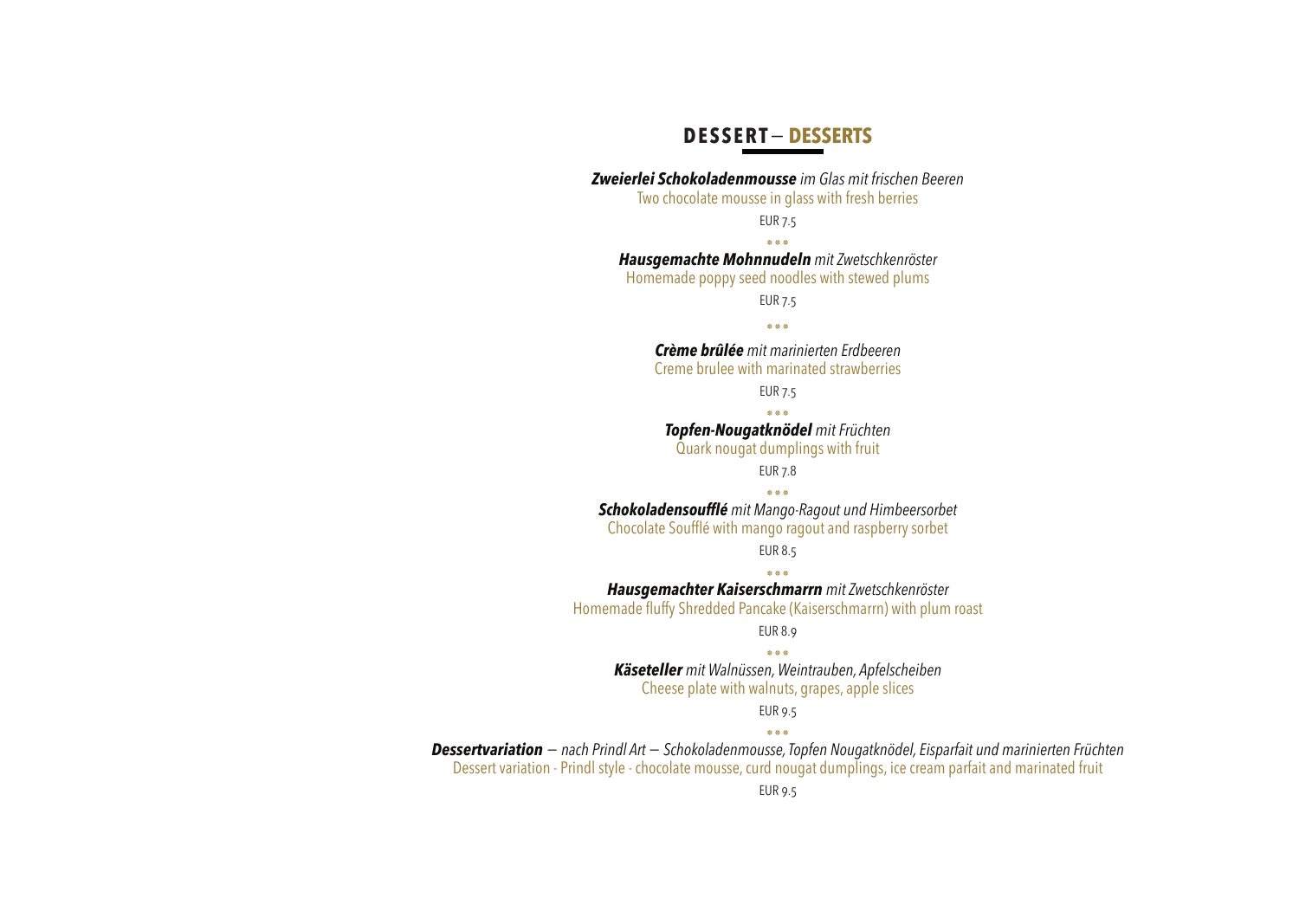## DESSERT – DESSERTS

***Zweierlei Schokoladenmousse*** *im Glas mit frischen Beeren*
Two chocolate mousse in glass with fresh berries

EUR 7.5

\* \* \*

***Hausgemachte Mohnnudeln*** *mit Zwetschkenröster*
Homemade poppy seed noodles with stewed plums

EUR 7.5

\* \* \*

***Crème brûlée*** *mit marinierten Erdbeeren*
Creme brulee with marinated strawberries

EUR 7.5

\* \* \*

***Topfen-Nougatknödel*** *mit Früchten*
Quark nougat dumplings with fruit

EUR 7.8

\* \* \*

***Schokoladensoufflé*** *mit Mango-Ragout und Himbeersorbet*
Chocolate Soufflé with mango ragout and raspberry sorbet

EUR 8.5

\* \* \*

***Hausgemachter Kaiserschmarrn*** *mit Zwetschkenröster*
Homemade fluffy Shredded Pancake (Kaiserschmarrn) with plum roast

EUR 8.9

\* \* \*

***Käseteller*** *mit Walnüssen, Weintrauben, Apfelscheiben*
Cheese plate with walnuts, grapes, apple slices

EUR 9.5

\* \* \*

***Dessertvariation*** *— nach Prindl Art — Schokoladenmousse, Topfen Nougatknödel, Eisparfait und marinierten Früchten*
Dessert variation - Prindl style - chocolate mousse, curd nougat dumplings, ice cream parfait and marinated fruit

EUR 9.5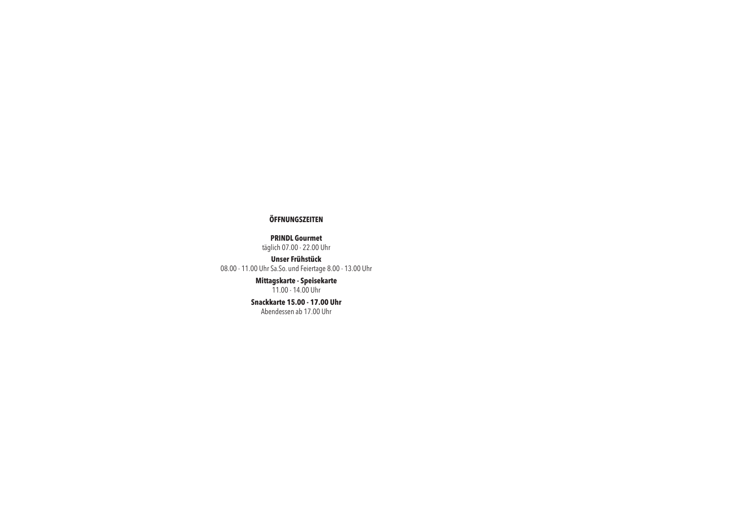# ÖFFNUNGSZEITEN

**PRINDL Gourmet**
täglich 07.00 - 22.00 Uhr

**Unser Frühstück**
08.00 - 11.00 Uhr Sa.So. und Feiertage 8.00 - 13.00 Uhr

**Mittagskarte - Speisekarte**
11.00 - 14.00 Uhr

**Snackkarte 15.00 - 17.00 Uhr**
Abendessen ab 17.00 Uhr